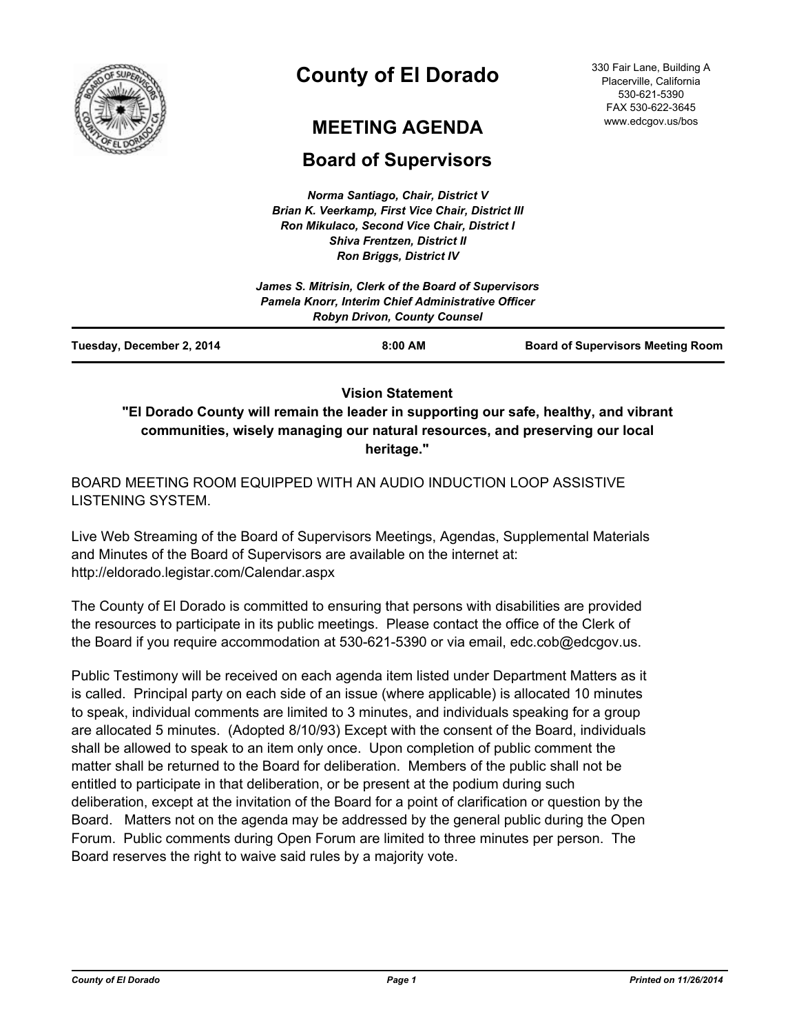# County of El Dorado

330 Fair Lane, Building A
Placerville, California
530-621-5390
FAX 530-622-3645
www.edcgov.us/bos

## MEETING AGENDA

## Board of Supervisors

*Norma Santiago, Chair, District V*
*Brian K. Veerkamp, First Vice Chair, District III*
*Ron Mikulaco, Second Vice Chair, District I*
*Shiva Frentzen, District II*
*Ron Briggs, District IV*

*James S. Mitrisin, Clerk of the Board of Supervisors*
*Pamela Knorr, Interim Chief Administrative Officer*
*Robyn Drivon, County Counsel*

| Tuesday, December 2, 2014 | 8:00 AM | Board of Supervisors Meeting Room |
|---|---|---|

**Vision Statement**

**"El Dorado County will remain the leader in supporting our safe, healthy, and vibrant communities, wisely managing our natural resources, and preserving our local heritage."**

BOARD MEETING ROOM EQUIPPED WITH AN AUDIO INDUCTION LOOP ASSISTIVE LISTENING SYSTEM.

Live Web Streaming of the Board of Supervisors Meetings, Agendas, Supplemental Materials and Minutes of the Board of Supervisors are available on the internet at: http://eldorado.legistar.com/Calendar.aspx

The County of El Dorado is committed to ensuring that persons with disabilities are provided the resources to participate in its public meetings. Please contact the office of the Clerk of the Board if you require accommodation at 530-621-5390 or via email, edc.cob@edcgov.us.

Public Testimony will be received on each agenda item listed under Department Matters as it is called. Principal party on each side of an issue (where applicable) is allocated 10 minutes to speak, individual comments are limited to 3 minutes, and individuals speaking for a group are allocated 5 minutes. (Adopted 8/10/93) Except with the consent of the Board, individuals shall be allowed to speak to an item only once. Upon completion of public comment the matter shall be returned to the Board for deliberation. Members of the public shall not be entitled to participate in that deliberation, or be present at the podium during such deliberation, except at the invitation of the Board for a point of clarification or question by the Board. Matters not on the agenda may be addressed by the general public during the Open Forum. Public comments during Open Forum are limited to three minutes per person. The Board reserves the right to waive said rules by a majority vote.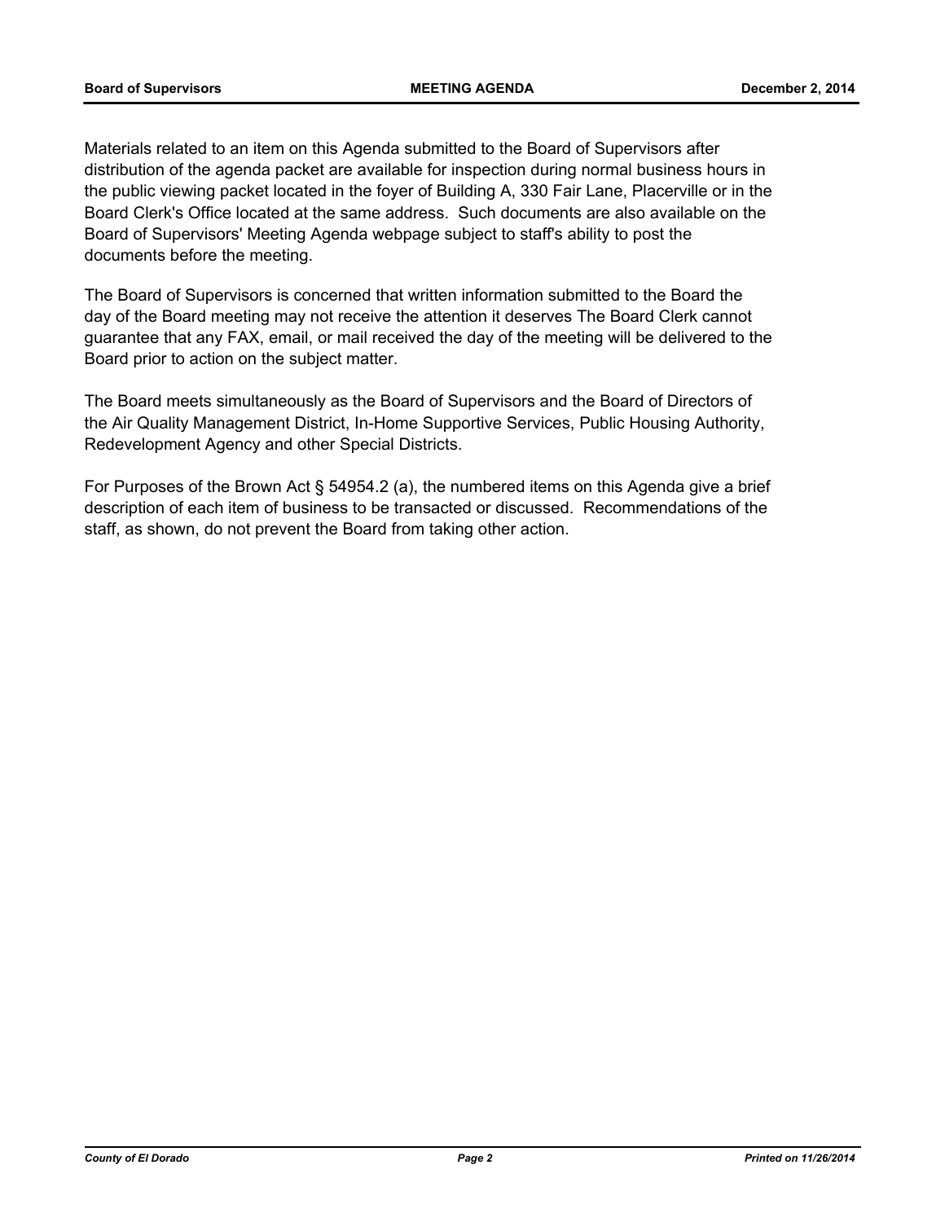Materials related to an item on this Agenda submitted to the Board of Supervisors after distribution of the agenda packet are available for inspection during normal business hours in the public viewing packet located in the foyer of Building A, 330 Fair Lane, Placerville or in the Board Clerk's Office located at the same address. Such documents are also available on the Board of Supervisors' Meeting Agenda webpage subject to staff's ability to post the documents before the meeting.

The Board of Supervisors is concerned that written information submitted to the Board the day of the Board meeting may not receive the attention it deserves The Board Clerk cannot guarantee that any FAX, email, or mail received the day of the meeting will be delivered to the Board prior to action on the subject matter.

The Board meets simultaneously as the Board of Supervisors and the Board of Directors of the Air Quality Management District, In-Home Supportive Services, Public Housing Authority, Redevelopment Agency and other Special Districts.

For Purposes of the Brown Act § 54954.2 (a), the numbered items on this Agenda give a brief description of each item of business to be transacted or discussed. Recommendations of the staff, as shown, do not prevent the Board from taking other action.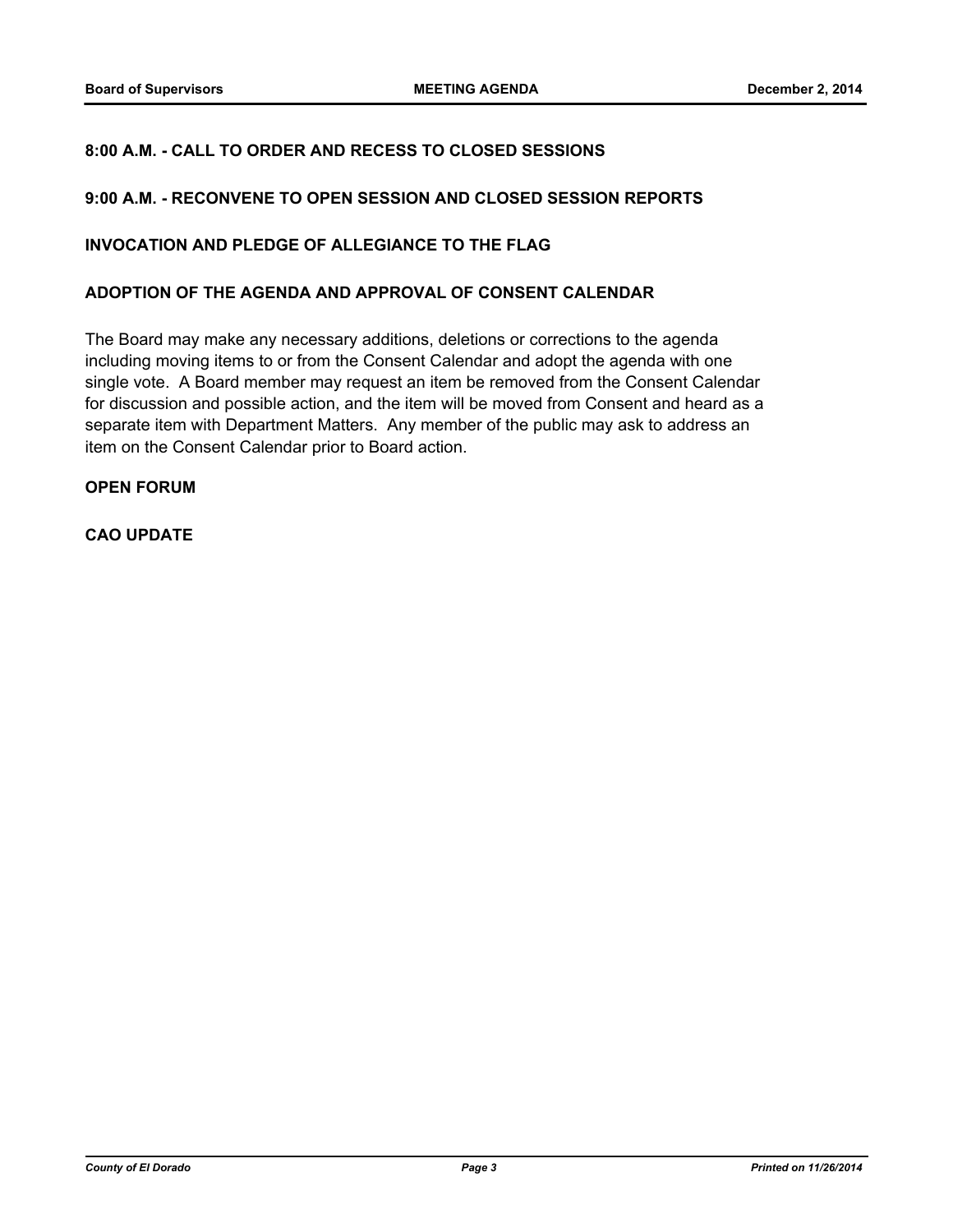**8:00 A.M. - CALL TO ORDER AND RECESS TO CLOSED SESSIONS**

**9:00 A.M. - RECONVENE TO OPEN SESSION AND CLOSED SESSION REPORTS**

**INVOCATION AND PLEDGE OF ALLEGIANCE TO THE FLAG**

**ADOPTION OF THE AGENDA AND APPROVAL OF CONSENT CALENDAR**

The Board may make any necessary additions, deletions or corrections to the agenda including moving items to or from the Consent Calendar and adopt the agenda with one single vote. A Board member may request an item be removed from the Consent Calendar for discussion and possible action, and the item will be moved from Consent and heard as a separate item with Department Matters. Any member of the public may ask to address an item on the Consent Calendar prior to Board action.

**OPEN FORUM**

**CAO UPDATE**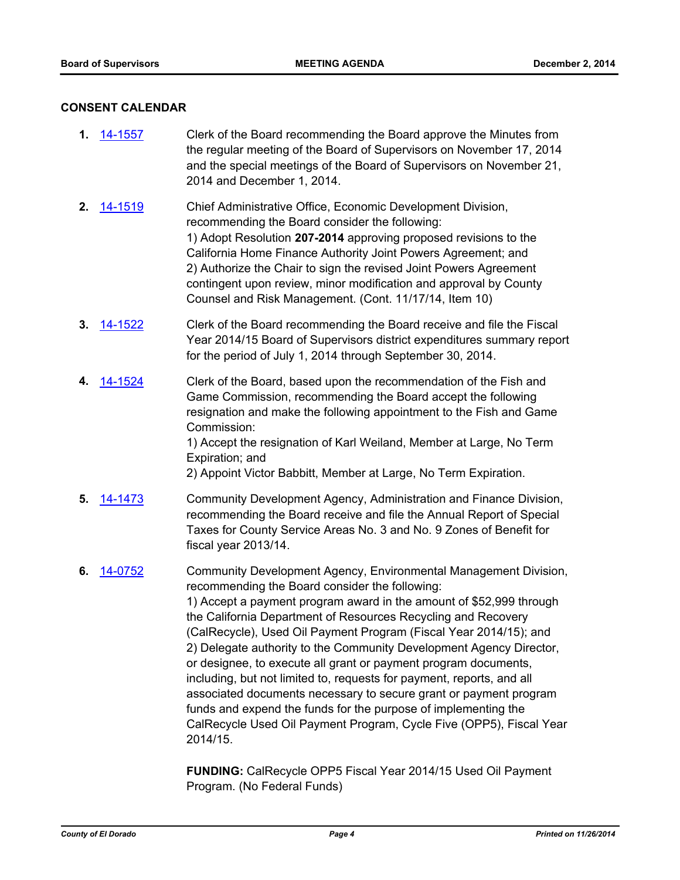## CONSENT CALENDAR

**1.** 14-1557 Clerk of the Board recommending the Board approve the Minutes from the regular meeting of the Board of Supervisors on November 17, 2014 and the special meetings of the Board of Supervisors on November 21, 2014 and December 1, 2014.

**2.** 14-1519 Chief Administrative Office, Economic Development Division, recommending the Board consider the following:
1) Adopt Resolution **207-2014** approving proposed revisions to the California Home Finance Authority Joint Powers Agreement; and
2) Authorize the Chair to sign the revised Joint Powers Agreement contingent upon review, minor modification and approval by County Counsel and Risk Management. (Cont. 11/17/14, Item 10)

**3.** 14-1522 Clerk of the Board recommending the Board receive and file the Fiscal Year 2014/15 Board of Supervisors district expenditures summary report for the period of July 1, 2014 through September 30, 2014.

**4.** 14-1524 Clerk of the Board, based upon the recommendation of the Fish and Game Commission, recommending the Board accept the following resignation and make the following appointment to the Fish and Game Commission:
1) Accept the resignation of Karl Weiland, Member at Large, No Term Expiration; and
2) Appoint Victor Babbitt, Member at Large, No Term Expiration.

**5.** 14-1473 Community Development Agency, Administration and Finance Division, recommending the Board receive and file the Annual Report of Special Taxes for County Service Areas No. 3 and No. 9 Zones of Benefit for fiscal year 2013/14.

**6.** 14-0752 Community Development Agency, Environmental Management Division, recommending the Board consider the following:
1) Accept a payment program award in the amount of $52,999 through the California Department of Resources Recycling and Recovery (CalRecycle), Used Oil Payment Program (Fiscal Year 2014/15); and
2) Delegate authority to the Community Development Agency Director, or designee, to execute all grant or payment program documents, including, but not limited to, requests for payment, reports, and all associated documents necessary to secure grant or payment program funds and expend the funds for the purpose of implementing the CalRecycle Used Oil Payment Program, Cycle Five (OPP5), Fiscal Year 2014/15.

**FUNDING:** CalRecycle OPP5 Fiscal Year 2014/15 Used Oil Payment Program. (No Federal Funds)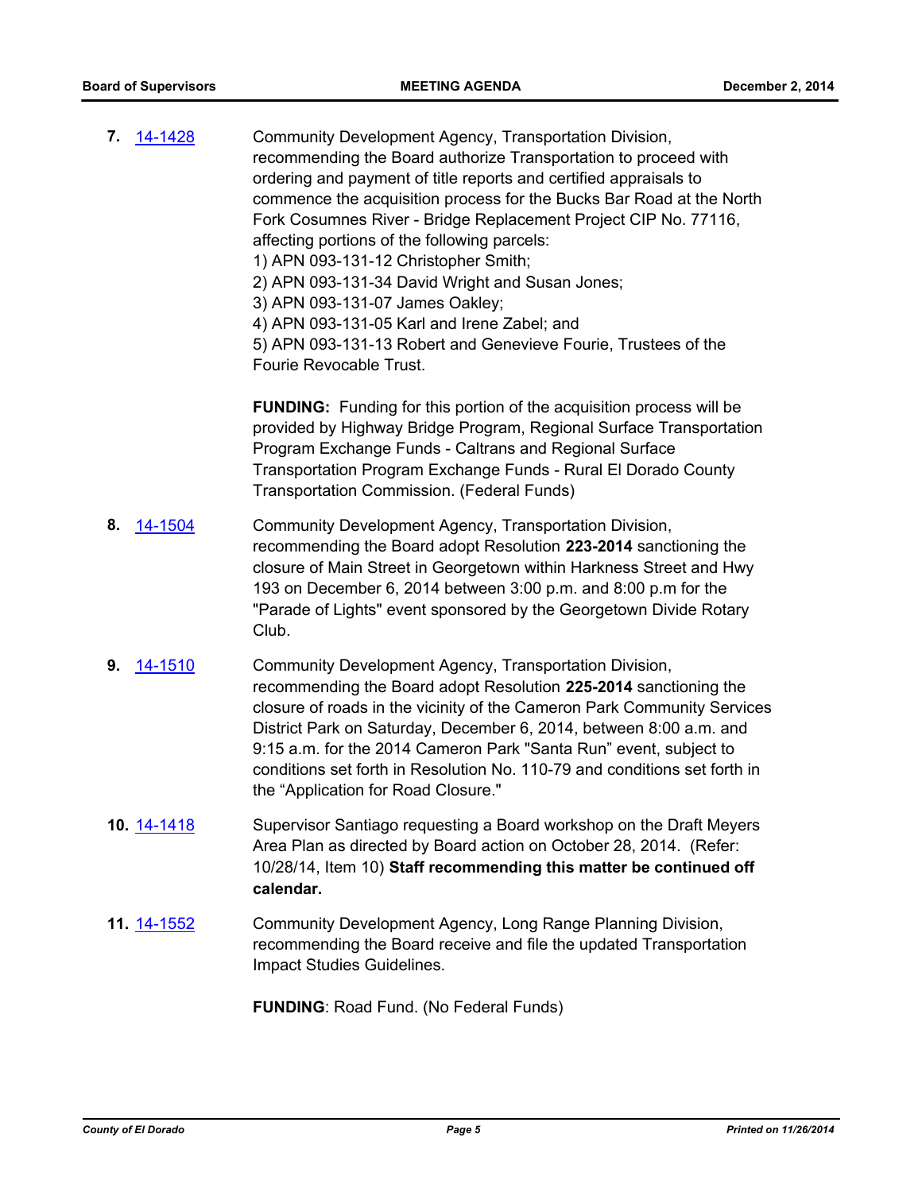**7.** 14-1428 Community Development Agency, Transportation Division, recommending the Board authorize Transportation to proceed with ordering and payment of title reports and certified appraisals to commence the acquisition process for the Bucks Bar Road at the North Fork Cosumnes River - Bridge Replacement Project CIP No. 77116, affecting portions of the following parcels:
1) APN 093-131-12 Christopher Smith;
2) APN 093-131-34 David Wright and Susan Jones;
3) APN 093-131-07 James Oakley;
4) APN 093-131-05 Karl and Irene Zabel; and
5) APN 093-131-13 Robert and Genevieve Fourie, Trustees of the Fourie Revocable Trust.

**FUNDING:** Funding for this portion of the acquisition process will be provided by Highway Bridge Program, Regional Surface Transportation Program Exchange Funds - Caltrans and Regional Surface Transportation Program Exchange Funds - Rural El Dorado County Transportation Commission. (Federal Funds)

**8.** 14-1504 Community Development Agency, Transportation Division, recommending the Board adopt Resolution **223-2014** sanctioning the closure of Main Street in Georgetown within Harkness Street and Hwy 193 on December 6, 2014 between 3:00 p.m. and 8:00 p.m for the "Parade of Lights" event sponsored by the Georgetown Divide Rotary Club.

**9.** 14-1510 Community Development Agency, Transportation Division, recommending the Board adopt Resolution **225-2014** sanctioning the closure of roads in the vicinity of the Cameron Park Community Services District Park on Saturday, December 6, 2014, between 8:00 a.m. and 9:15 a.m. for the 2014 Cameron Park "Santa Run" event, subject to conditions set forth in Resolution No. 110-79 and conditions set forth in the "Application for Road Closure."

**10.** 14-1418 Supervisor Santiago requesting a Board workshop on the Draft Meyers Area Plan as directed by Board action on October 28, 2014. (Refer: 10/28/14, Item 10) **Staff recommending this matter be continued off calendar.**

**11.** 14-1552 Community Development Agency, Long Range Planning Division, recommending the Board receive and file the updated Transportation Impact Studies Guidelines.

**FUNDING**: Road Fund. (No Federal Funds)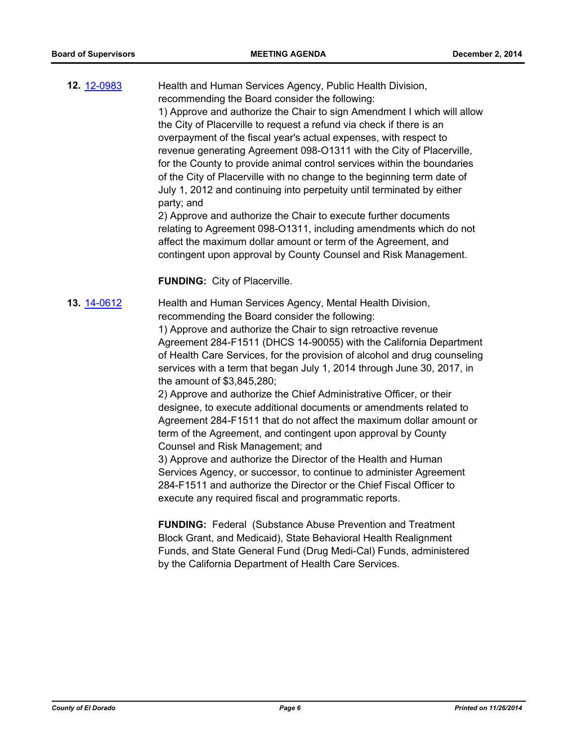**12.** 12-0983

Health and Human Services Agency, Public Health Division, recommending the Board consider the following:
1) Approve and authorize the Chair to sign Amendment I which will allow the City of Placerville to request a refund via check if there is an overpayment of the fiscal year's actual expenses, with respect to revenue generating Agreement 098-O1311 with the City of Placerville, for the County to provide animal control services within the boundaries of the City of Placerville with no change to the beginning term date of July 1, 2012 and continuing into perpetuity until terminated by either party; and
2) Approve and authorize the Chair to execute further documents relating to Agreement 098-O1311, including amendments which do not affect the maximum dollar amount or term of the Agreement, and contingent upon approval by County Counsel and Risk Management.

**FUNDING:** City of Placerville.

**13.** 14-0612

Health and Human Services Agency, Mental Health Division, recommending the Board consider the following:
1) Approve and authorize the Chair to sign retroactive revenue Agreement 284-F1511 (DHCS 14-90055) with the California Department of Health Care Services, for the provision of alcohol and drug counseling services with a term that began July 1, 2014 through June 30, 2017, in the amount of $3,845,280;
2) Approve and authorize the Chief Administrative Officer, or their designee, to execute additional documents or amendments related to Agreement 284-F1511 that do not affect the maximum dollar amount or term of the Agreement, and contingent upon approval by County Counsel and Risk Management; and
3) Approve and authorize the Director of the Health and Human Services Agency, or successor, to continue to administer Agreement 284-F1511 and authorize the Director or the Chief Fiscal Officer to execute any required fiscal and programmatic reports.

**FUNDING:** Federal (Substance Abuse Prevention and Treatment Block Grant, and Medicaid), State Behavioral Health Realignment Funds, and State General Fund (Drug Medi-Cal) Funds, administered by the California Department of Health Care Services.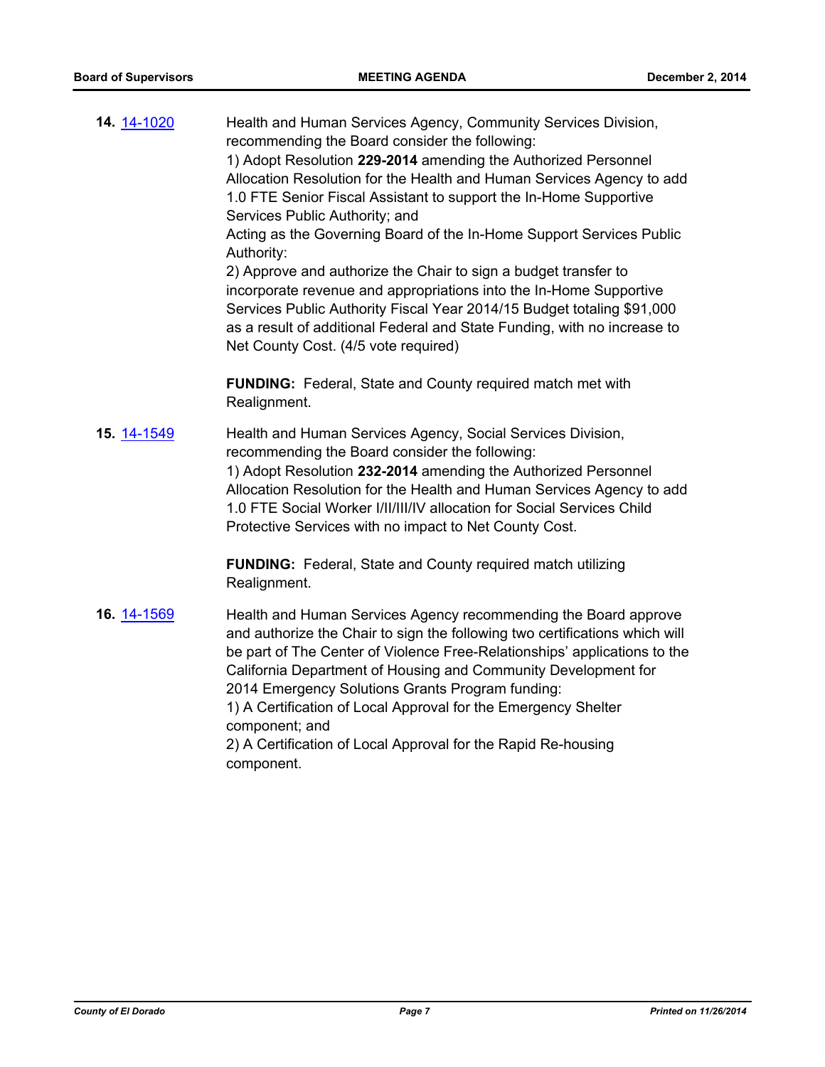**14.** [14-1020](14-1020)

Health and Human Services Agency, Community Services Division, recommending the Board consider the following:
1) Adopt Resolution **229-2014** amending the Authorized Personnel Allocation Resolution for the Health and Human Services Agency to add 1.0 FTE Senior Fiscal Assistant to support the In-Home Supportive Services Public Authority; and
Acting as the Governing Board of the In-Home Support Services Public Authority:
2) Approve and authorize the Chair to sign a budget transfer to incorporate revenue and appropriations into the In-Home Supportive Services Public Authority Fiscal Year 2014/15 Budget totaling $91,000 as a result of additional Federal and State Funding, with no increase to Net County Cost. (4/5 vote required)

**FUNDING:** Federal, State and County required match met with Realignment.

**15.** [14-1549](14-1549)

Health and Human Services Agency, Social Services Division, recommending the Board consider the following:
1) Adopt Resolution **232-2014** amending the Authorized Personnel Allocation Resolution for the Health and Human Services Agency to add 1.0 FTE Social Worker I/II/III/IV allocation for Social Services Child Protective Services with no impact to Net County Cost.

**FUNDING:** Federal, State and County required match utilizing Realignment.

**16.** [14-1569](14-1569)

Health and Human Services Agency recommending the Board approve and authorize the Chair to sign the following two certifications which will be part of The Center of Violence Free-Relationships' applications to the California Department of Housing and Community Development for 2014 Emergency Solutions Grants Program funding:
1) A Certification of Local Approval for the Emergency Shelter component; and
2) A Certification of Local Approval for the Rapid Re-housing component.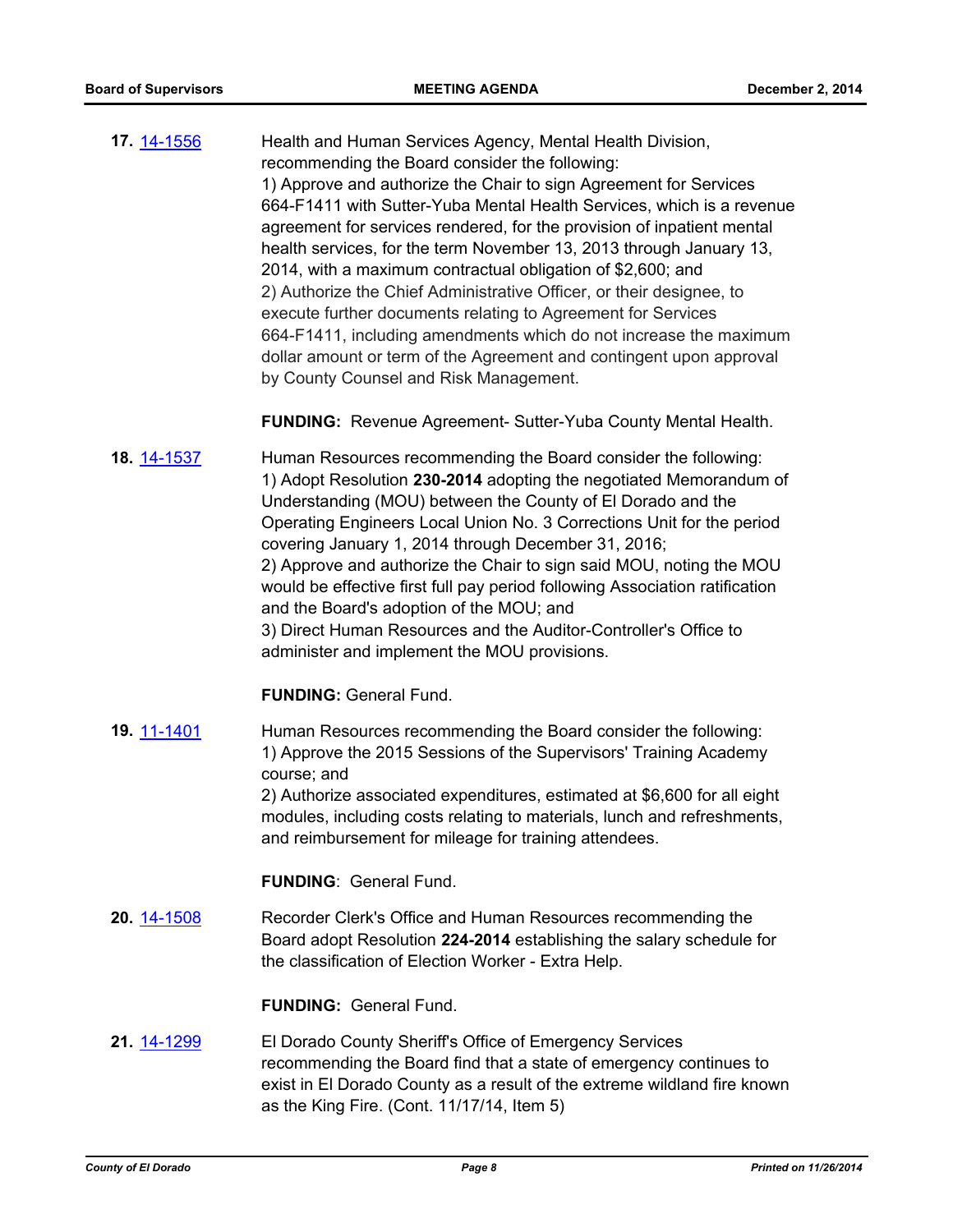**17.** [14-1556](14-1556)

Health and Human Services Agency, Mental Health Division, recommending the Board consider the following:
1) Approve and authorize the Chair to sign Agreement for Services 664-F1411 with Sutter-Yuba Mental Health Services, which is a revenue agreement for services rendered, for the provision of inpatient mental health services, for the term November 13, 2013 through January 13, 2014, with a maximum contractual obligation of $2,600; and
2) Authorize the Chief Administrative Officer, or their designee, to execute further documents relating to Agreement for Services 664-F1411, including amendments which do not increase the maximum dollar amount or term of the Agreement and contingent upon approval by County Counsel and Risk Management.

**FUNDING:** Revenue Agreement- Sutter-Yuba County Mental Health.

**18.** [14-1537](14-1537)

Human Resources recommending the Board consider the following:
1) Adopt Resolution **230-2014** adopting the negotiated Memorandum of Understanding (MOU) between the County of El Dorado and the Operating Engineers Local Union No. 3 Corrections Unit for the period covering January 1, 2014 through December 31, 2016;
2) Approve and authorize the Chair to sign said MOU, noting the MOU would be effective first full pay period following Association ratification and the Board's adoption of the MOU; and
3) Direct Human Resources and the Auditor-Controller's Office to administer and implement the MOU provisions.

**FUNDING:** General Fund.

**19.** [11-1401](11-1401)

Human Resources recommending the Board consider the following:
1) Approve the 2015 Sessions of the Supervisors' Training Academy course; and
2) Authorize associated expenditures, estimated at $6,600 for all eight modules, including costs relating to materials, lunch and refreshments, and reimbursement for mileage for training attendees.

**FUNDING**: General Fund.

**20.** [14-1508](14-1508)

Recorder Clerk's Office and Human Resources recommending the Board adopt Resolution **224-2014** establishing the salary schedule for the classification of Election Worker - Extra Help.

**FUNDING:** General Fund.

**21.** [14-1299](14-1299)

El Dorado County Sheriff's Office of Emergency Services recommending the Board find that a state of emergency continues to exist in El Dorado County as a result of the extreme wildland fire known as the King Fire. (Cont. 11/17/14, Item 5)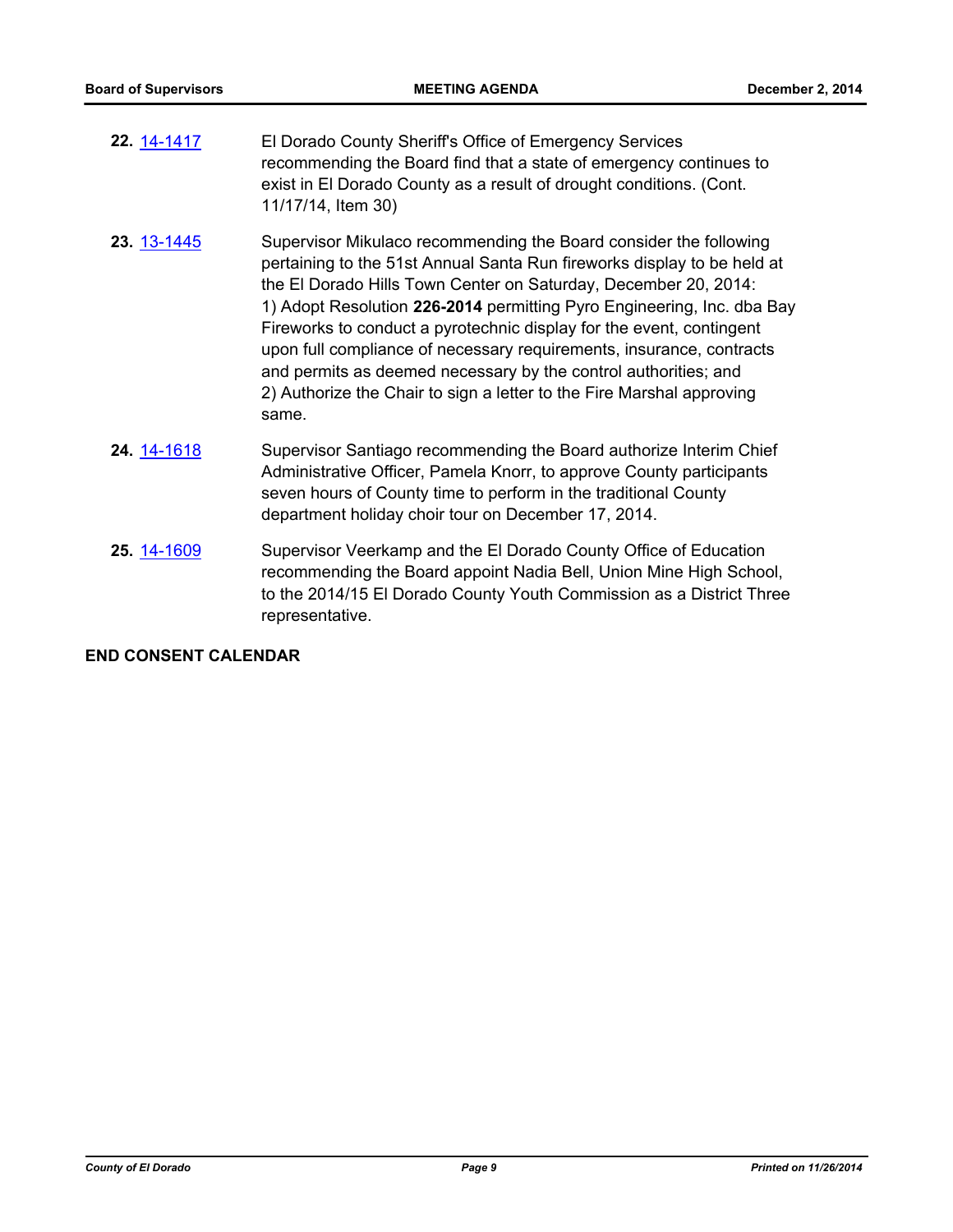**22.** 14-1417 El Dorado County Sheriff's Office of Emergency Services recommending the Board find that a state of emergency continues to exist in El Dorado County as a result of drought conditions. (Cont. 11/17/14, Item 30)

**23.** 13-1445 Supervisor Mikulaco recommending the Board consider the following pertaining to the 51st Annual Santa Run fireworks display to be held at the El Dorado Hills Town Center on Saturday, December 20, 2014:
1) Adopt Resolution **226-2014** permitting Pyro Engineering, Inc. dba Bay Fireworks to conduct a pyrotechnic display for the event, contingent upon full compliance of necessary requirements, insurance, contracts and permits as deemed necessary by the control authorities; and
2) Authorize the Chair to sign a letter to the Fire Marshal approving same.

**24.** 14-1618 Supervisor Santiago recommending the Board authorize Interim Chief Administrative Officer, Pamela Knorr, to approve County participants seven hours of County time to perform in the traditional County department holiday choir tour on December 17, 2014.

**25.** 14-1609 Supervisor Veerkamp and the El Dorado County Office of Education recommending the Board appoint Nadia Bell, Union Mine High School, to the 2014/15 El Dorado County Youth Commission as a District Three representative.

**END CONSENT CALENDAR**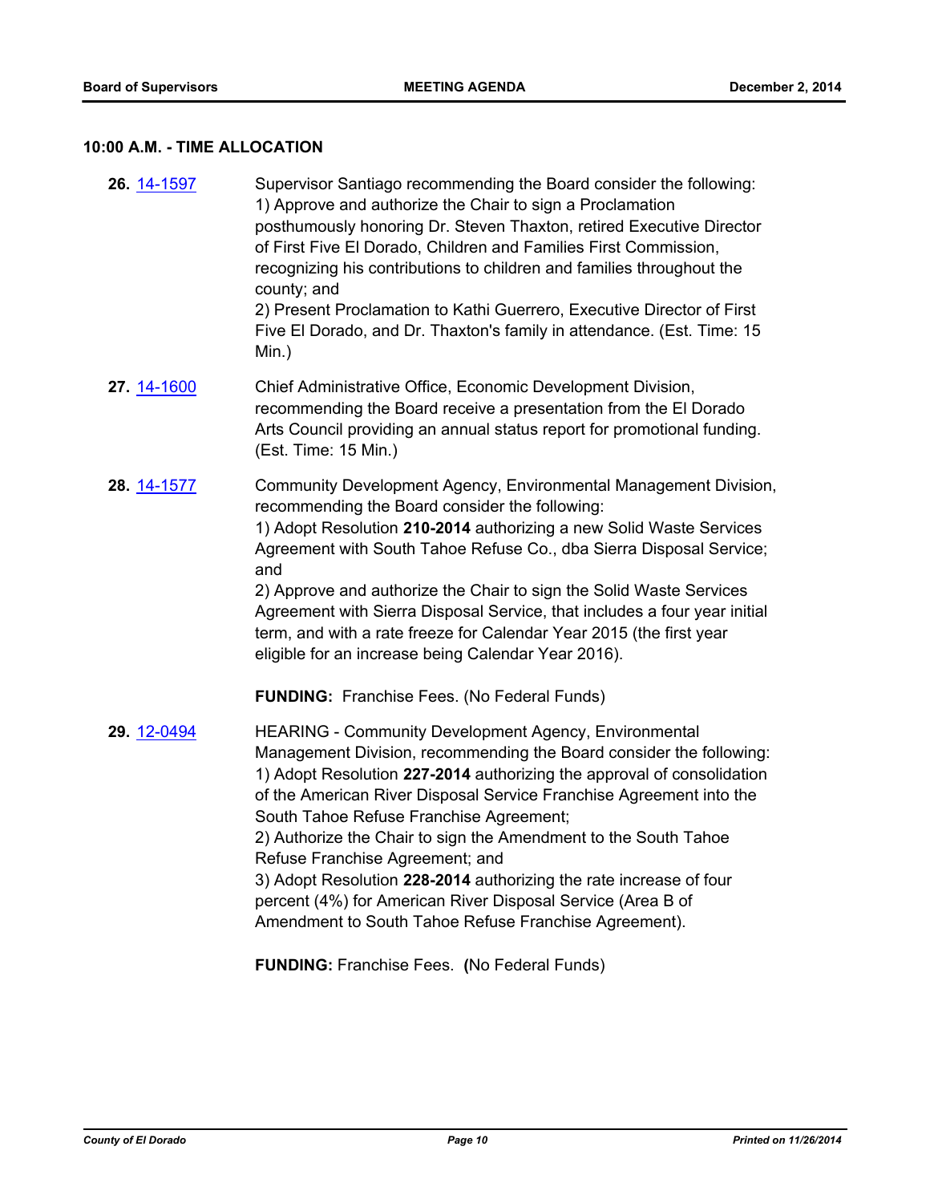### 10:00 A.M. - TIME ALLOCATION

**26.** 14-1597 Supervisor Santiago recommending the Board consider the following:
1) Approve and authorize the Chair to sign a Proclamation posthumously honoring Dr. Steven Thaxton, retired Executive Director of First Five El Dorado, Children and Families First Commission, recognizing his contributions to children and families throughout the county; and
2) Present Proclamation to Kathi Guerrero, Executive Director of First Five El Dorado, and Dr. Thaxton's family in attendance. (Est. Time: 15 Min.)

**27.** 14-1600 Chief Administrative Office, Economic Development Division, recommending the Board receive a presentation from the El Dorado Arts Council providing an annual status report for promotional funding. (Est. Time: 15 Min.)

**28.** 14-1577 Community Development Agency, Environmental Management Division, recommending the Board consider the following:
1) Adopt Resolution **210-2014** authorizing a new Solid Waste Services Agreement with South Tahoe Refuse Co., dba Sierra Disposal Service; and
2) Approve and authorize the Chair to sign the Solid Waste Services Agreement with Sierra Disposal Service, that includes a four year initial term, and with a rate freeze for Calendar Year 2015 (the first year eligible for an increase being Calendar Year 2016).

**FUNDING:** Franchise Fees. (No Federal Funds)

**29.** 12-0494 HEARING - Community Development Agency, Environmental Management Division, recommending the Board consider the following:
1) Adopt Resolution **227-2014** authorizing the approval of consolidation of the American River Disposal Service Franchise Agreement into the South Tahoe Refuse Franchise Agreement;
2) Authorize the Chair to sign the Amendment to the South Tahoe Refuse Franchise Agreement; and
3) Adopt Resolution **228-2014** authorizing the rate increase of four percent (4%) for American River Disposal Service (Area B of Amendment to South Tahoe Refuse Franchise Agreement).

**FUNDING:** Franchise Fees. (No Federal Funds)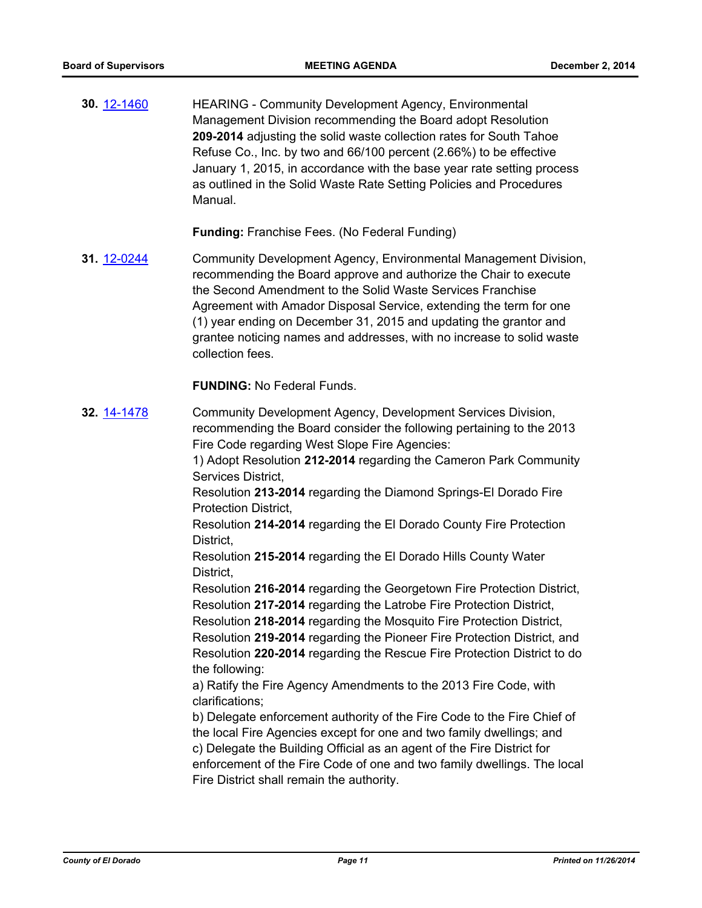**30.** 12-1460 HEARING - Community Development Agency, Environmental Management Division recommending the Board adopt Resolution **209-2014** adjusting the solid waste collection rates for South Tahoe Refuse Co., Inc. by two and 66/100 percent (2.66%) to be effective January 1, 2015, in accordance with the base year rate setting process as outlined in the Solid Waste Rate Setting Policies and Procedures Manual.

**Funding:** Franchise Fees. (No Federal Funding)

**31.** 12-0244 Community Development Agency, Environmental Management Division, recommending the Board approve and authorize the Chair to execute the Second Amendment to the Solid Waste Services Franchise Agreement with Amador Disposal Service, extending the term for one (1) year ending on December 31, 2015 and updating the grantor and grantee noticing names and addresses, with no increase to solid waste collection fees.

**FUNDING:** No Federal Funds.

**32.** 14-1478 Community Development Agency, Development Services Division, recommending the Board consider the following pertaining to the 2013 Fire Code regarding West Slope Fire Agencies:

1) Adopt Resolution **212-2014** regarding the Cameron Park Community Services District,
Resolution **213-2014** regarding the Diamond Springs-El Dorado Fire Protection District,
Resolution **214-2014** regarding the El Dorado County Fire Protection District,
Resolution **215-2014** regarding the El Dorado Hills County Water District,
Resolution **216-2014** regarding the Georgetown Fire Protection District,
Resolution **217-2014** regarding the Latrobe Fire Protection District,
Resolution **218-2014** regarding the Mosquito Fire Protection District,
Resolution **219-2014** regarding the Pioneer Fire Protection District, and
Resolution **220-2014** regarding the Rescue Fire Protection District to do the following:

a) Ratify the Fire Agency Amendments to the 2013 Fire Code, with clarifications;
b) Delegate enforcement authority of the Fire Code to the Fire Chief of the local Fire Agencies except for one and two family dwellings; and
c) Delegate the Building Official as an agent of the Fire District for enforcement of the Fire Code of one and two family dwellings. The local Fire District shall remain the authority.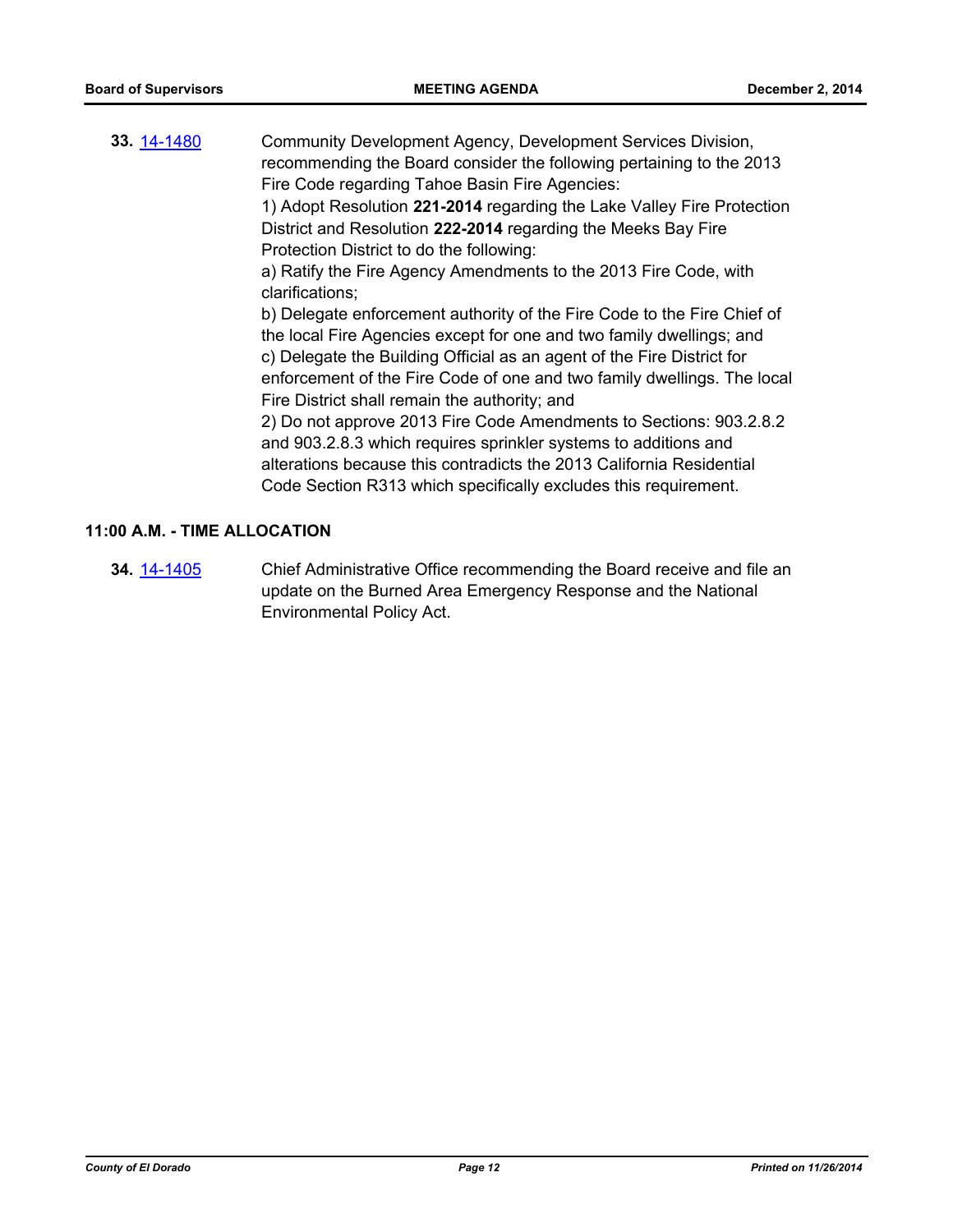**33.** [14-1480](#) Community Development Agency, Development Services Division, recommending the Board consider the following pertaining to the 2013 Fire Code regarding Tahoe Basin Fire Agencies:

1) Adopt Resolution **221-2014** regarding the Lake Valley Fire Protection District and Resolution **222-2014** regarding the Meeks Bay Fire Protection District to do the following:

a) Ratify the Fire Agency Amendments to the 2013 Fire Code, with clarifications;

b) Delegate enforcement authority of the Fire Code to the Fire Chief of the local Fire Agencies except for one and two family dwellings; and

c) Delegate the Building Official as an agent of the Fire District for enforcement of the Fire Code of one and two family dwellings. The local Fire District shall remain the authority; and

2) Do not approve 2013 Fire Code Amendments to Sections: 903.2.8.2 and 903.2.8.3 which requires sprinkler systems to additions and alterations because this contradicts the 2013 California Residential Code Section R313 which specifically excludes this requirement.

## 11:00 A.M. - TIME ALLOCATION

**34.** [14-1405](#) Chief Administrative Office recommending the Board receive and file an update on the Burned Area Emergency Response and the National Environmental Policy Act.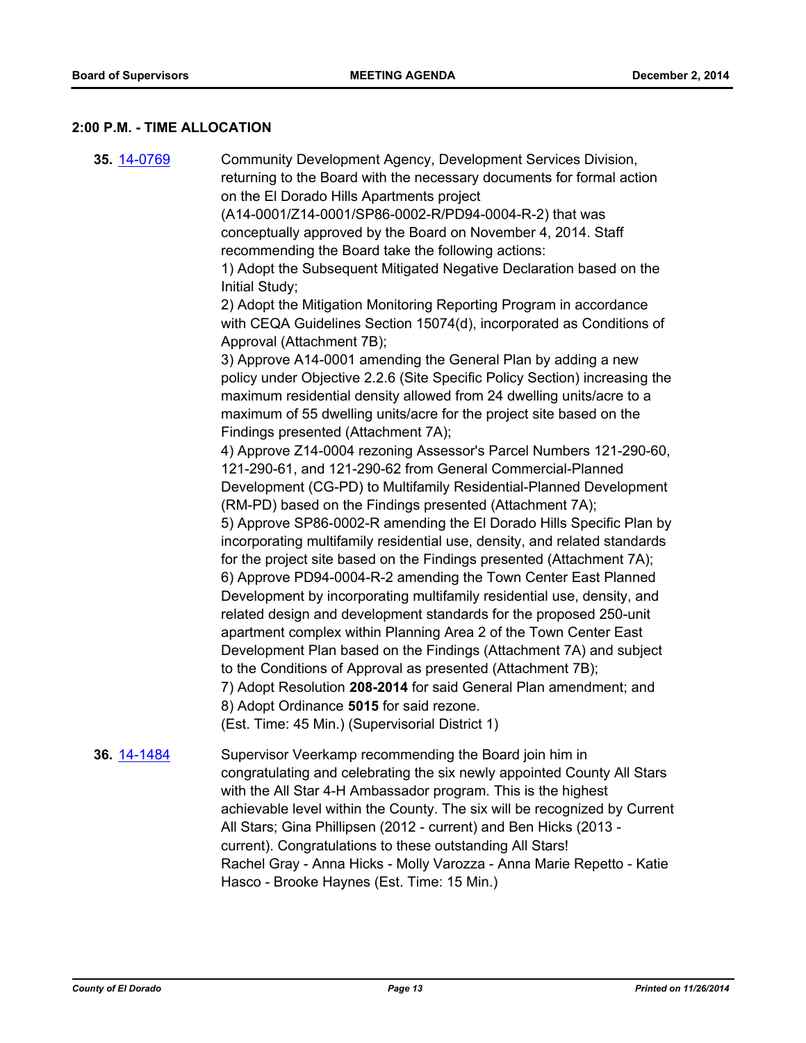## 2:00 P.M. - TIME ALLOCATION

**35.** [14-0769](14-0769)

Community Development Agency, Development Services Division, returning to the Board with the necessary documents for formal action on the El Dorado Hills Apartments project (A14-0001/Z14-0001/SP86-0002-R/PD94-0004-R-2) that was conceptually approved by the Board on November 4, 2014. Staff recommending the Board take the following actions:

1) Adopt the Subsequent Mitigated Negative Declaration based on the Initial Study;

2) Adopt the Mitigation Monitoring Reporting Program in accordance with CEQA Guidelines Section 15074(d), incorporated as Conditions of Approval (Attachment 7B);

3) Approve A14-0001 amending the General Plan by adding a new policy under Objective 2.2.6 (Site Specific Policy Section) increasing the maximum residential density allowed from 24 dwelling units/acre to a maximum of 55 dwelling units/acre for the project site based on the Findings presented (Attachment 7A);

4) Approve Z14-0004 rezoning Assessor's Parcel Numbers 121-290-60, 121-290-61, and 121-290-62 from General Commercial-Planned Development (CG-PD) to Multifamily Residential-Planned Development (RM-PD) based on the Findings presented (Attachment 7A);

5) Approve SP86-0002-R amending the El Dorado Hills Specific Plan by incorporating multifamily residential use, density, and related standards for the project site based on the Findings presented (Attachment 7A);

6) Approve PD94-0004-R-2 amending the Town Center East Planned Development by incorporating multifamily residential use, density, and related design and development standards for the proposed 250-unit apartment complex within Planning Area 2 of the Town Center East Development Plan based on the Findings (Attachment 7A) and subject to the Conditions of Approval as presented (Attachment 7B);

7) Adopt Resolution **208-2014** for said General Plan amendment; and

8) Adopt Ordinance **5015** for said rezone.

(Est. Time: 45 Min.) (Supervisorial District 1)

**36.** [14-1484](14-1484)

Supervisor Veerkamp recommending the Board join him in congratulating and celebrating the six newly appointed County All Stars with the All Star 4-H Ambassador program. This is the highest achievable level within the County. The six will be recognized by Current All Stars; Gina Phillipsen (2012 - current) and Ben Hicks (2013 - current). Congratulations to these outstanding All Stars!

Rachel Gray - Anna Hicks - Molly Varozza - Anna Marie Repetto - Katie Hasco - Brooke Haynes (Est. Time: 15 Min.)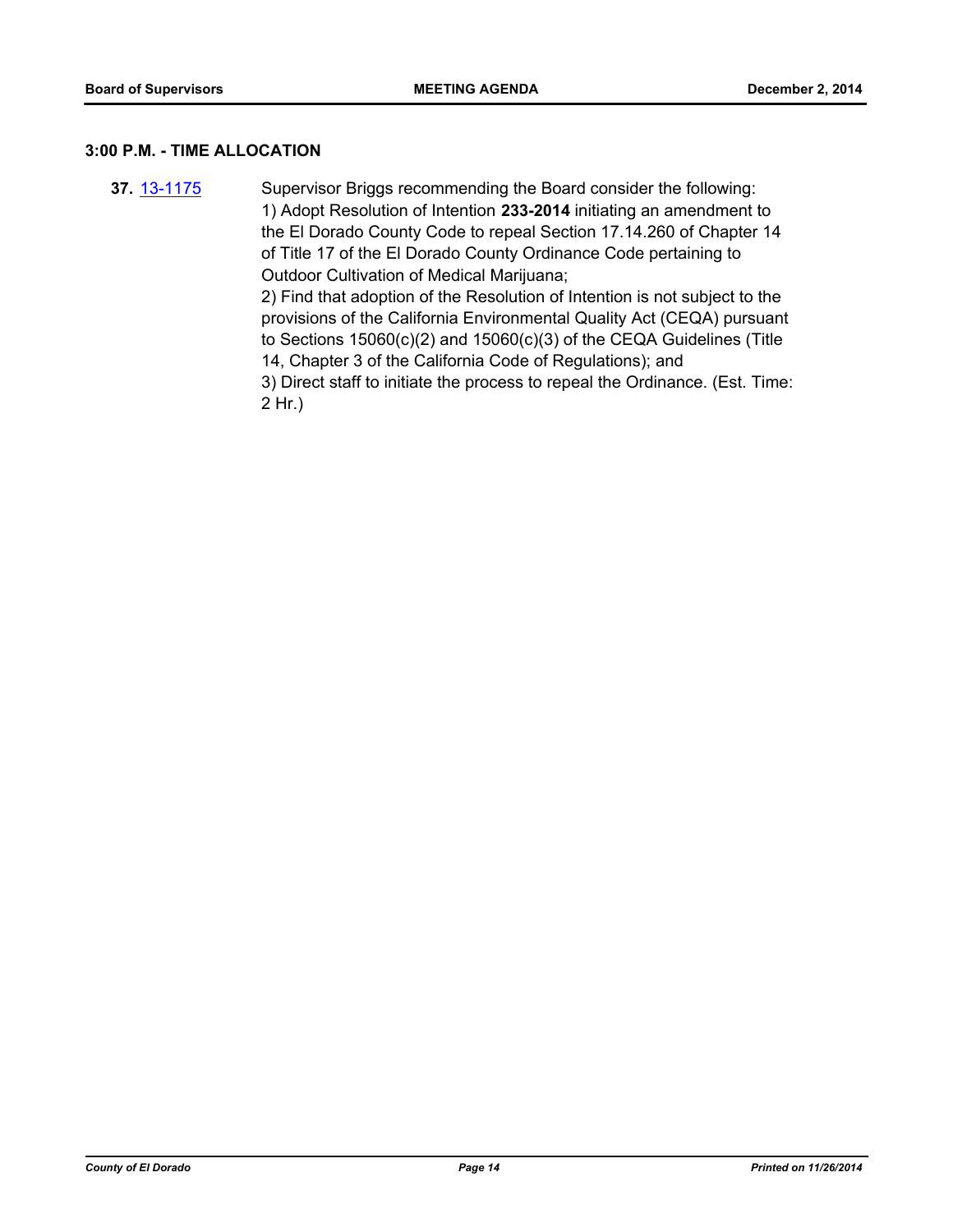### 3:00 P.M. - TIME ALLOCATION

**37.** 13-1175 Supervisor Briggs recommending the Board consider the following:
1) Adopt Resolution of Intention **233-2014** initiating an amendment to the El Dorado County Code to repeal Section 17.14.260 of Chapter 14 of Title 17 of the El Dorado County Ordinance Code pertaining to Outdoor Cultivation of Medical Marijuana;
2) Find that adoption of the Resolution of Intention is not subject to the provisions of the California Environmental Quality Act (CEQA) pursuant to Sections 15060(c)(2) and 15060(c)(3) of the CEQA Guidelines (Title 14, Chapter 3 of the California Code of Regulations); and
3) Direct staff to initiate the process to repeal the Ordinance. (Est. Time: 2 Hr.)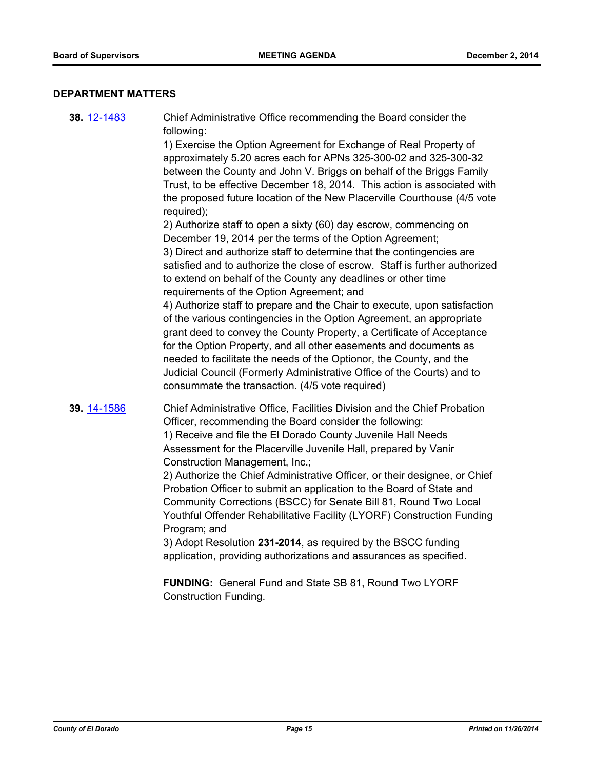## DEPARTMENT MATTERS

**38.** 12-1483 Chief Administrative Office recommending the Board consider the following:

1) Exercise the Option Agreement for Exchange of Real Property of approximately 5.20 acres each for APNs 325-300-02 and 325-300-32 between the County and John V. Briggs on behalf of the Briggs Family Trust, to be effective December 18, 2014. This action is associated with the proposed future location of the New Placerville Courthouse (4/5 vote required);

2) Authorize staff to open a sixty (60) day escrow, commencing on December 19, 2014 per the terms of the Option Agreement;

3) Direct and authorize staff to determine that the contingencies are satisfied and to authorize the close of escrow. Staff is further authorized to extend on behalf of the County any deadlines or other time requirements of the Option Agreement; and

4) Authorize staff to prepare and the Chair to execute, upon satisfaction of the various contingencies in the Option Agreement, an appropriate grant deed to convey the County Property, a Certificate of Acceptance for the Option Property, and all other easements and documents as needed to facilitate the needs of the Optionor, the County, and the Judicial Council (Formerly Administrative Office of the Courts) and to consummate the transaction. (4/5 vote required)

**39.** 14-1586 Chief Administrative Office, Facilities Division and the Chief Probation Officer, recommending the Board consider the following:

1) Receive and file the El Dorado County Juvenile Hall Needs Assessment for the Placerville Juvenile Hall, prepared by Vanir Construction Management, Inc.;

2) Authorize the Chief Administrative Officer, or their designee, or Chief Probation Officer to submit an application to the Board of State and Community Corrections (BSCC) for Senate Bill 81, Round Two Local Youthful Offender Rehabilitative Facility (LYORF) Construction Funding Program; and

3) Adopt Resolution **231-2014**, as required by the BSCC funding application, providing authorizations and assurances as specified.

**FUNDING:** General Fund and State SB 81, Round Two LYORF Construction Funding.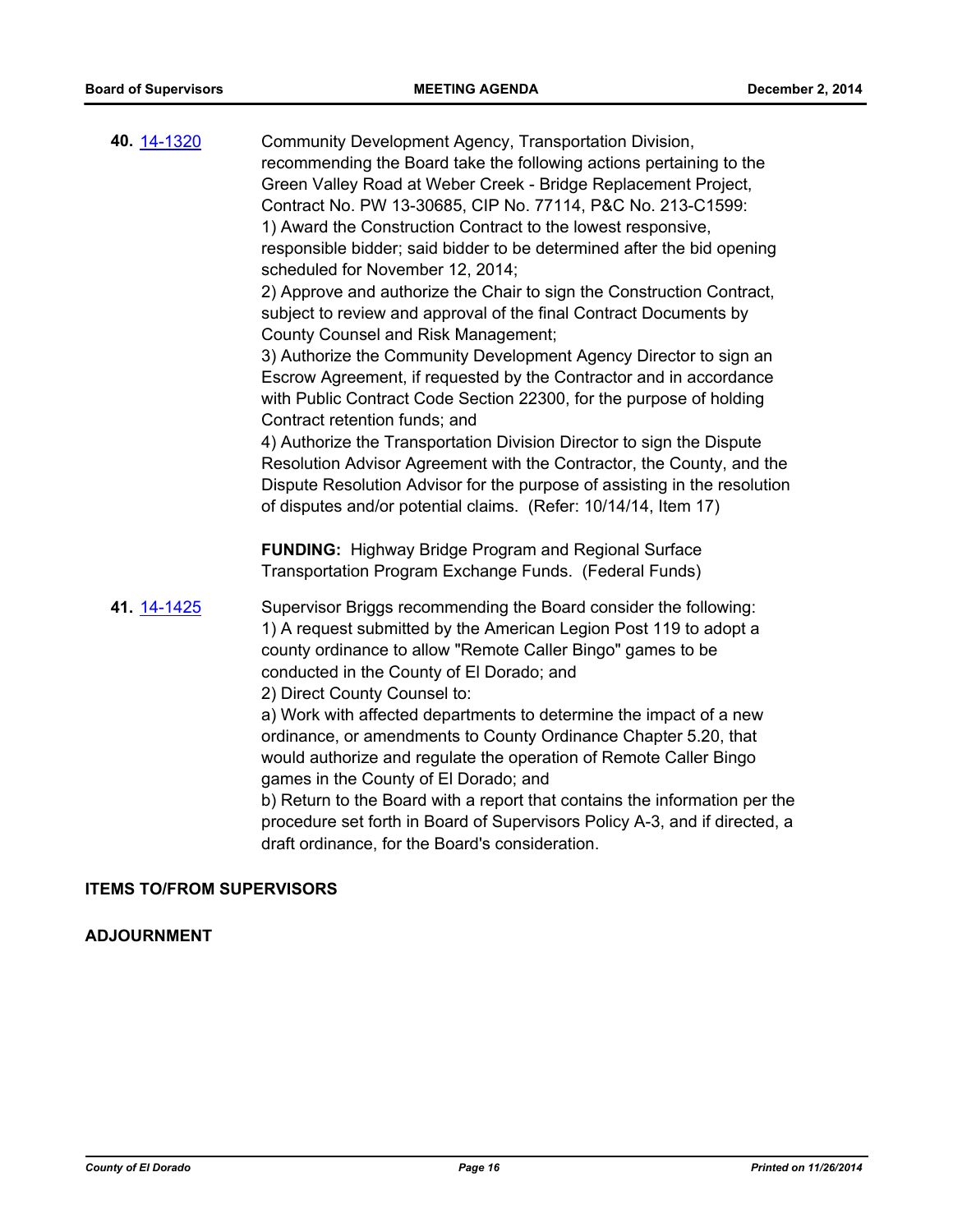**40.** 14-1320

Community Development Agency, Transportation Division, recommending the Board take the following actions pertaining to the Green Valley Road at Weber Creek - Bridge Replacement Project, Contract No. PW 13-30685, CIP No. 77114, P&C No. 213-C1599:
1) Award the Construction Contract to the lowest responsive, responsible bidder; said bidder to be determined after the bid opening scheduled for November 12, 2014;
2) Approve and authorize the Chair to sign the Construction Contract, subject to review and approval of the final Contract Documents by County Counsel and Risk Management;
3) Authorize the Community Development Agency Director to sign an Escrow Agreement, if requested by the Contractor and in accordance with Public Contract Code Section 22300, for the purpose of holding Contract retention funds; and
4) Authorize the Transportation Division Director to sign the Dispute Resolution Advisor Agreement with the Contractor, the County, and the Dispute Resolution Advisor for the purpose of assisting in the resolution of disputes and/or potential claims. (Refer: 10/14/14, Item 17)

**FUNDING:** Highway Bridge Program and Regional Surface Transportation Program Exchange Funds. (Federal Funds)

**41.** 14-1425

Supervisor Briggs recommending the Board consider the following:
1) A request submitted by the American Legion Post 119 to adopt a county ordinance to allow "Remote Caller Bingo" games to be conducted in the County of El Dorado; and
2) Direct County Counsel to:
a) Work with affected departments to determine the impact of a new ordinance, or amendments to County Ordinance Chapter 5.20, that would authorize and regulate the operation of Remote Caller Bingo games in the County of El Dorado; and
b) Return to the Board with a report that contains the information per the procedure set forth in Board of Supervisors Policy A-3, and if directed, a draft ordinance, for the Board's consideration.

**ITEMS TO/FROM SUPERVISORS**

**ADJOURNMENT**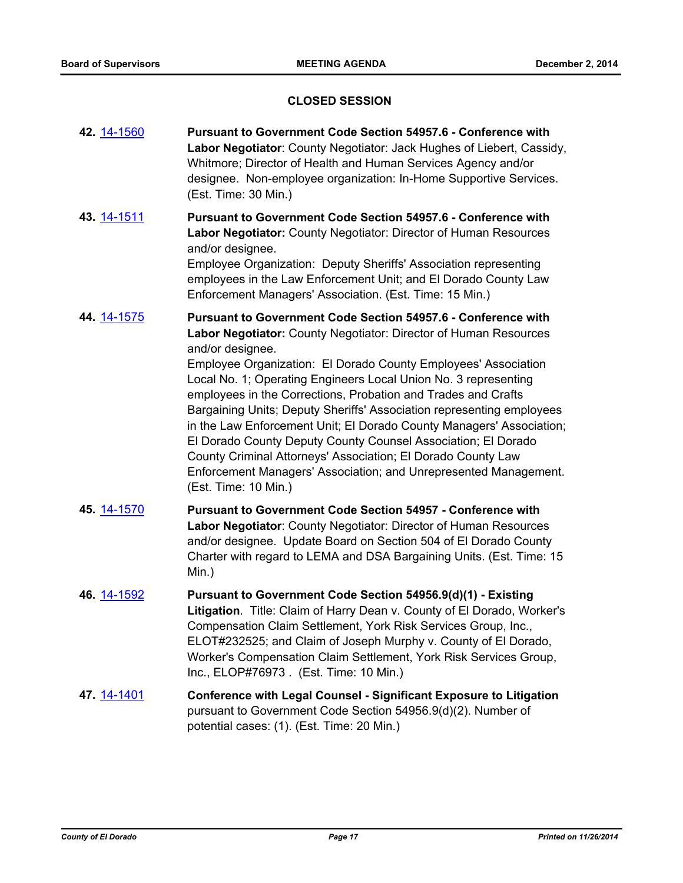## CLOSED SESSION

**42.** 14-1560 **Pursuant to Government Code Section 54957.6 - Conference with Labor Negotiator**: County Negotiator: Jack Hughes of Liebert, Cassidy, Whitmore; Director of Health and Human Services Agency and/or designee. Non-employee organization: In-Home Supportive Services. (Est. Time: 30 Min.)

**43.** 14-1511 **Pursuant to Government Code Section 54957.6 - Conference with Labor Negotiator:** County Negotiator: Director of Human Resources and/or designee.
Employee Organization: Deputy Sheriffs' Association representing employees in the Law Enforcement Unit; and El Dorado County Law Enforcement Managers' Association. (Est. Time: 15 Min.)

**44.** 14-1575 **Pursuant to Government Code Section 54957.6 - Conference with Labor Negotiator:** County Negotiator: Director of Human Resources and/or designee.
Employee Organization: El Dorado County Employees' Association Local No. 1; Operating Engineers Local Union No. 3 representing employees in the Corrections, Probation and Trades and Crafts Bargaining Units; Deputy Sheriffs' Association representing employees in the Law Enforcement Unit; El Dorado County Managers' Association; El Dorado County Deputy County Counsel Association; El Dorado County Criminal Attorneys' Association; El Dorado County Law Enforcement Managers' Association; and Unrepresented Management. (Est. Time: 10 Min.)

**45.** 14-1570 **Pursuant to Government Code Section 54957 - Conference with Labor Negotiator**: County Negotiator: Director of Human Resources and/or designee. Update Board on Section 504 of El Dorado County Charter with regard to LEMA and DSA Bargaining Units. (Est. Time: 15 Min.)

**46.** 14-1592 **Pursuant to Government Code Section 54956.9(d)(1) - Existing Litigation**. Title: Claim of Harry Dean v. County of El Dorado, Worker's Compensation Claim Settlement, York Risk Services Group, Inc., ELOT#232525; and Claim of Joseph Murphy v. County of El Dorado, Worker's Compensation Claim Settlement, York Risk Services Group, Inc., ELOP#76973 . (Est. Time: 10 Min.)

**47.** 14-1401 **Conference with Legal Counsel - Significant Exposure to Litigation** pursuant to Government Code Section 54956.9(d)(2). Number of potential cases: (1). (Est. Time: 20 Min.)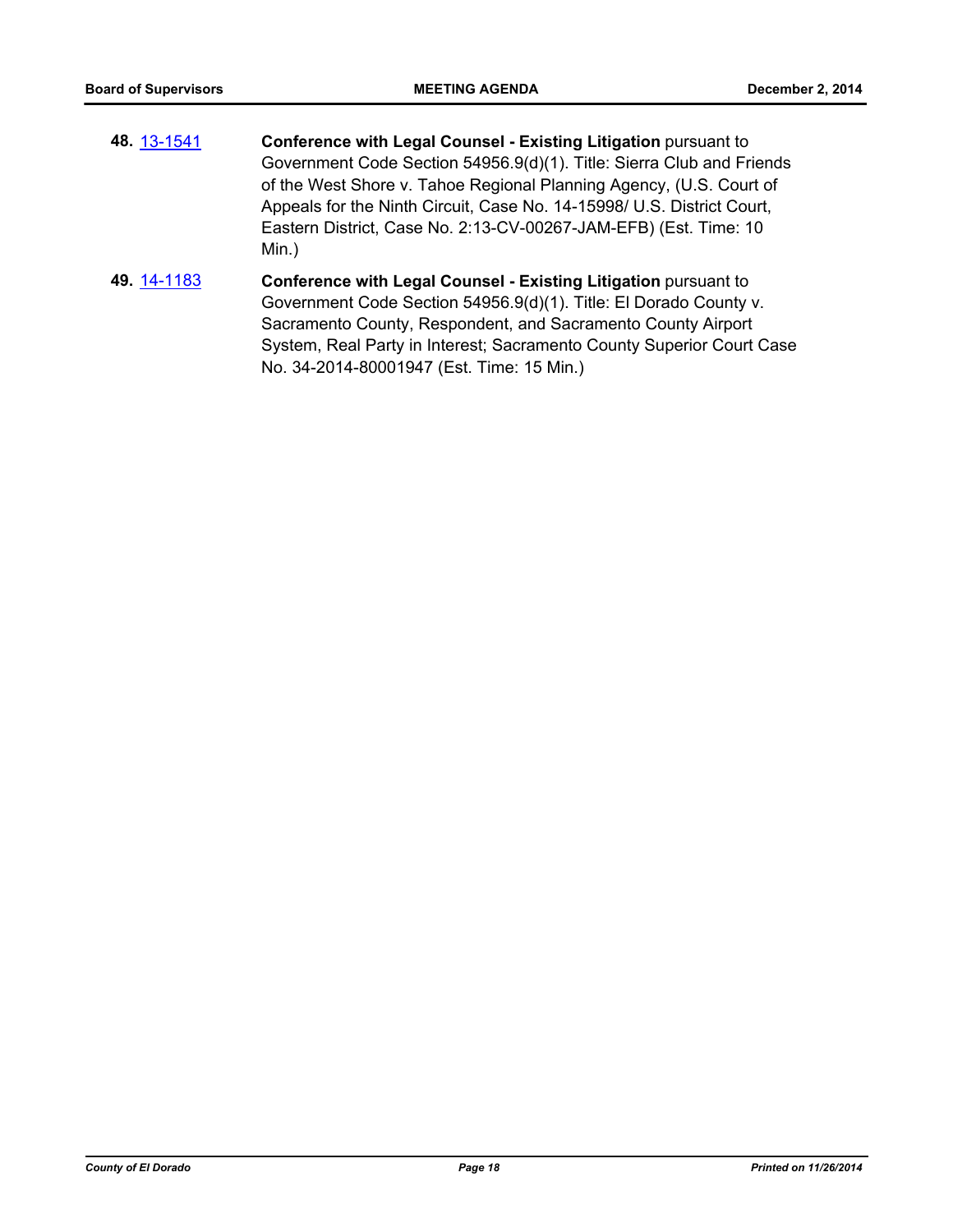**48.** 13-1541 **Conference with Legal Counsel - Existing Litigation** pursuant to Government Code Section 54956.9(d)(1). Title: Sierra Club and Friends of the West Shore v. Tahoe Regional Planning Agency, (U.S. Court of Appeals for the Ninth Circuit, Case No. 14-15998/ U.S. District Court, Eastern District, Case No. 2:13-CV-00267-JAM-EFB) (Est. Time: 10 Min.)

**49.** 14-1183 **Conference with Legal Counsel - Existing Litigation** pursuant to Government Code Section 54956.9(d)(1). Title: El Dorado County v. Sacramento County, Respondent, and Sacramento County Airport System, Real Party in Interest; Sacramento County Superior Court Case No. 34-2014-80001947 (Est. Time: 15 Min.)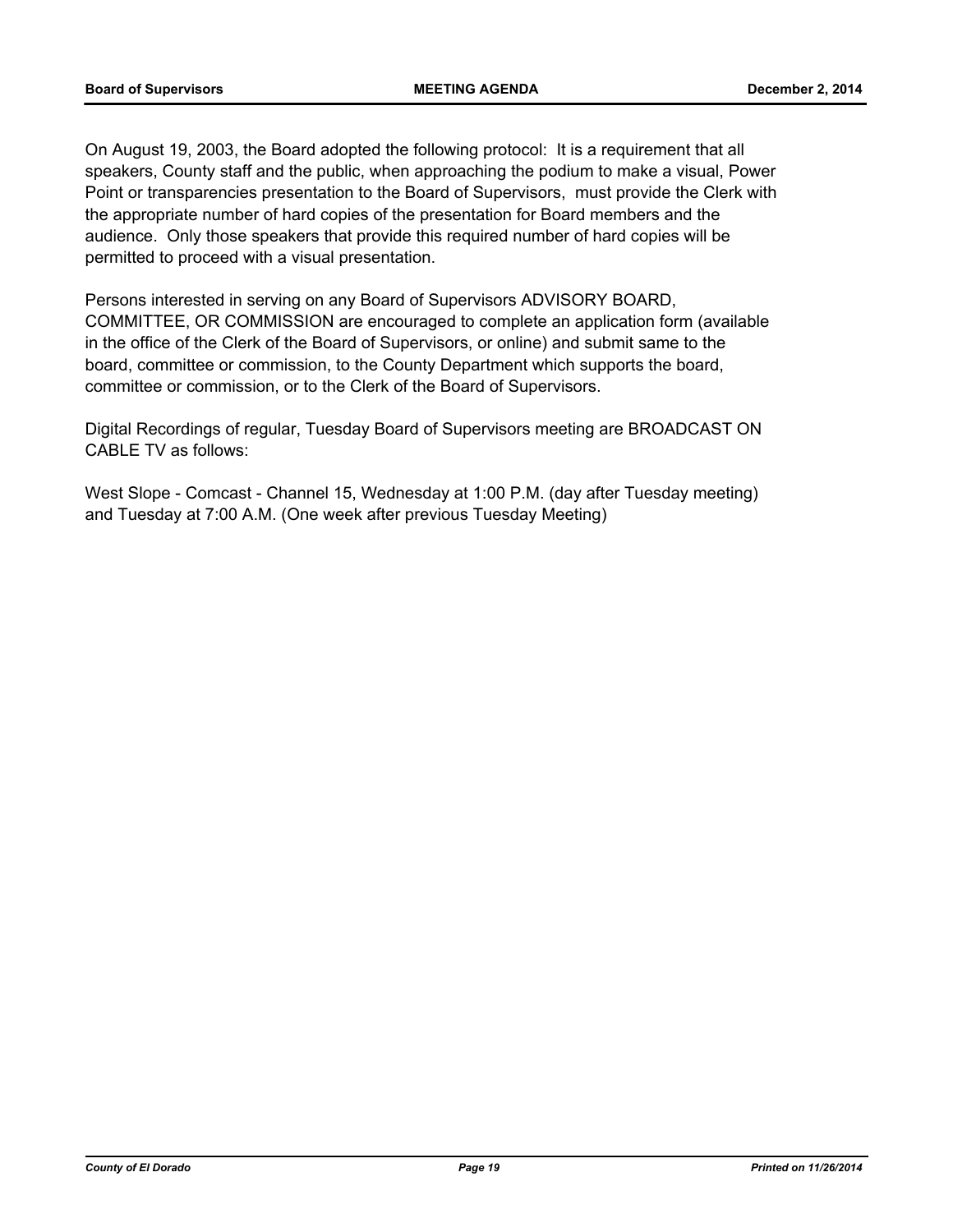On August 19, 2003, the Board adopted the following protocol: It is a requirement that all speakers, County staff and the public, when approaching the podium to make a visual, Power Point or transparencies presentation to the Board of Supervisors, must provide the Clerk with the appropriate number of hard copies of the presentation for Board members and the audience. Only those speakers that provide this required number of hard copies will be permitted to proceed with a visual presentation.

Persons interested in serving on any Board of Supervisors ADVISORY BOARD, COMMITTEE, OR COMMISSION are encouraged to complete an application form (available in the office of the Clerk of the Board of Supervisors, or online) and submit same to the board, committee or commission, to the County Department which supports the board, committee or commission, or to the Clerk of the Board of Supervisors.

Digital Recordings of regular, Tuesday Board of Supervisors meeting are BROADCAST ON CABLE TV as follows:

West Slope - Comcast - Channel 15, Wednesday at 1:00 P.M. (day after Tuesday meeting) and Tuesday at 7:00 A.M. (One week after previous Tuesday Meeting)